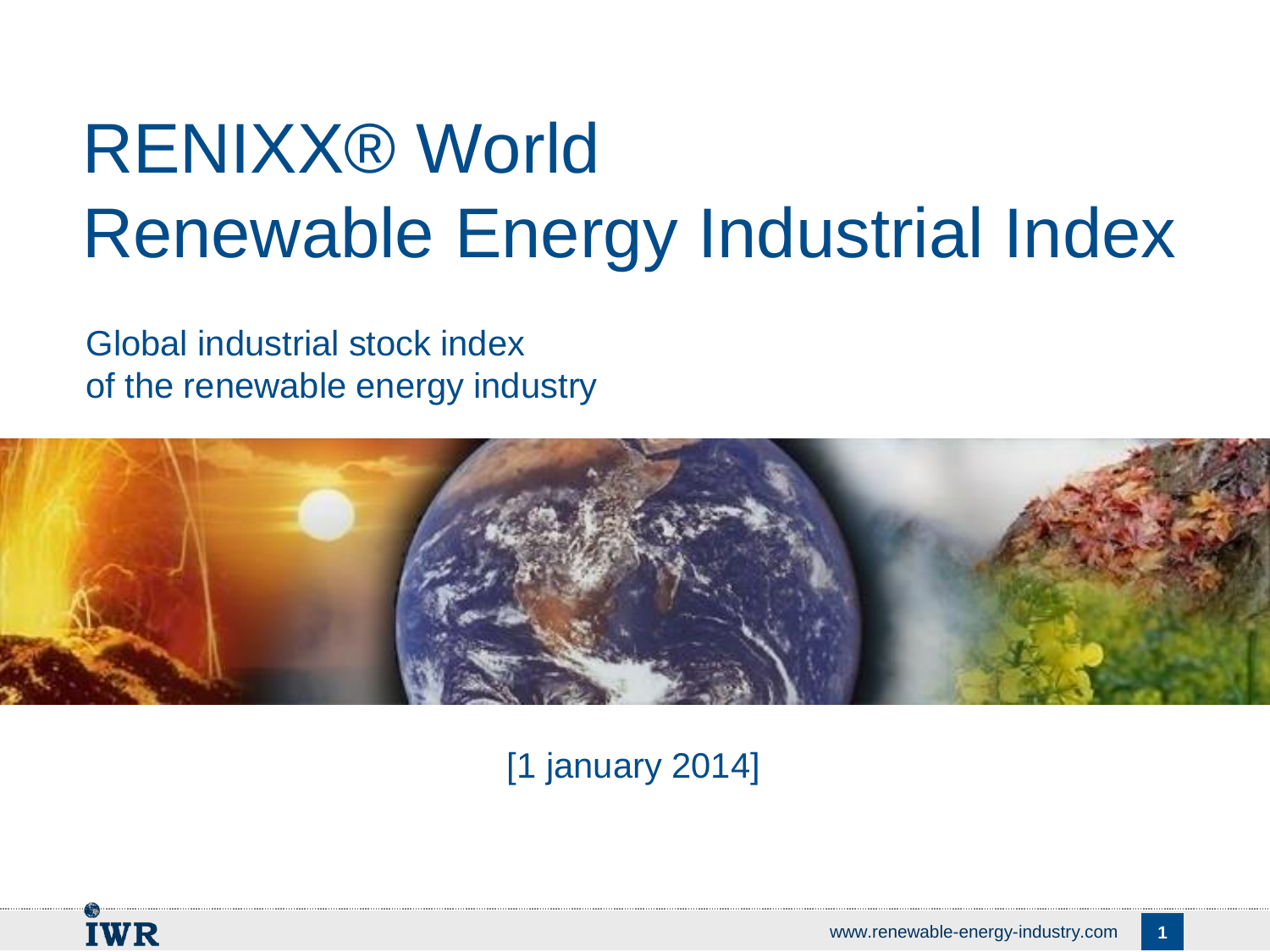# RENIXX® World
# Renewable Energy Industrial Index

Global industrial stock index
of the renewable energy industry

[1 january 2014]

IWR

www.renewable-energy-industry.com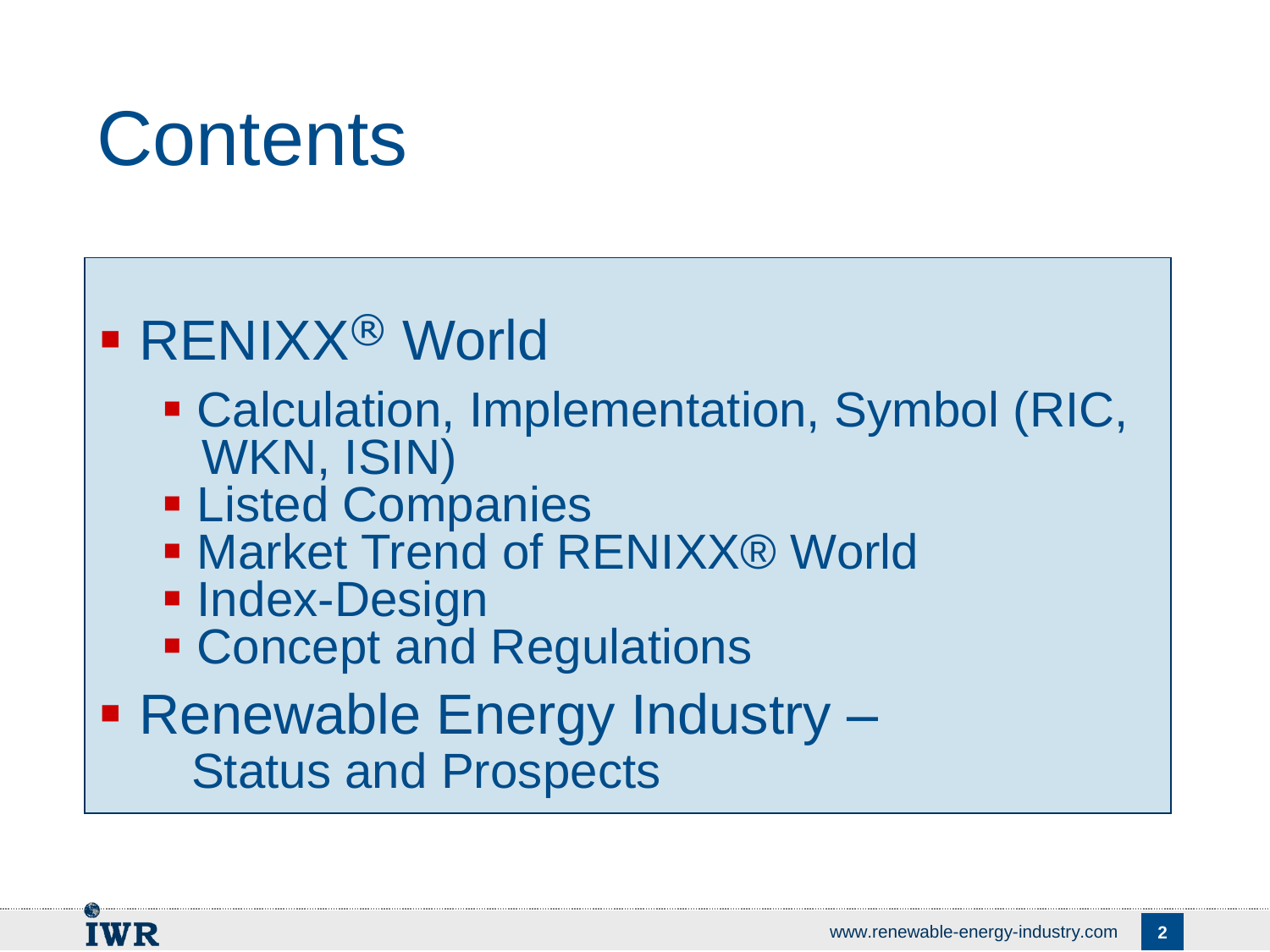# Contents

- RENIXX® World
  - Calculation, Implementation, Symbol (RIC, WKN, ISIN)
  - Listed Companies
  - Market Trend of RENIXX® World
  - Index-Design
  - Concept and Regulations
- Renewable Energy Industry – Status and Prospects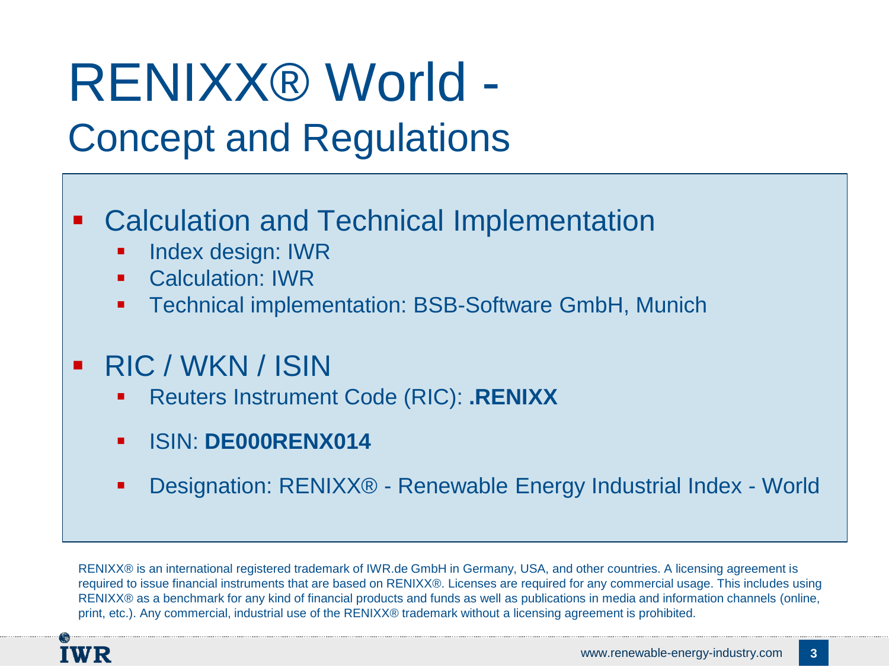# RENIXX® World -
## Concept and Regulations

- Calculation and Technical Implementation
  - Index design: IWR
  - Calculation: IWR
  - Technical implementation: BSB-Software GmbH, Munich

- RIC / WKN / ISIN
  - Reuters Instrument Code (RIC): **.RENIXX**
  - ISIN: **DE000RENX014**
  - Designation: RENIXX® - Renewable Energy Industrial Index - World

RENIXX® is an international registered trademark of IWR.de GmbH in Germany, USA, and other countries. A licensing agreement is required to issue financial instruments that are based on RENIXX®. Licenses are required for any commercial usage. This includes using RENIXX® as a benchmark for any kind of financial products and funds as well as publications in media and information channels (online, print, etc.). Any commercial, industrial use of the RENIXX® trademark without a licensing agreement is prohibited.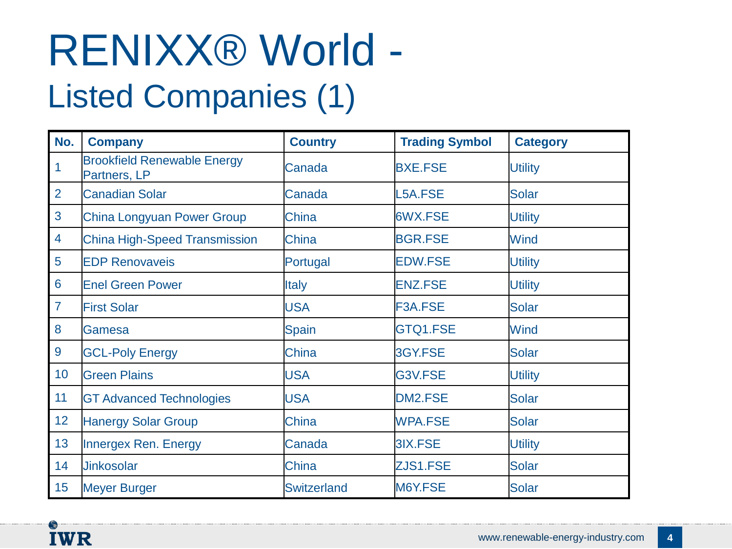# RENIXX® World -
## Listed Companies (1)

| No. | Company | Country | Trading Symbol | Category |
|---|---|---|---|---|
| 1 | Brookfield Renewable Energy Partners, LP | Canada | BXE.FSE | Utility |
| 2 | Canadian Solar | Canada | L5A.FSE | Solar |
| 3 | China Longyuan Power Group | China | 6WX.FSE | Utility |
| 4 | China High-Speed Transmission | China | BGR.FSE | Wind |
| 5 | EDP Renovaveis | Portugal | EDW.FSE | Utility |
| 6 | Enel Green Power | Italy | ENZ.FSE | Utility |
| 7 | First Solar | USA | F3A.FSE | Solar |
| 8 | Gamesa | Spain | GTQ1.FSE | Wind |
| 9 | GCL-Poly Energy | China | 3GY.FSE | Solar |
| 10 | Green Plains | USA | G3V.FSE | Utility |
| 11 | GT Advanced Technologies | USA | DM2.FSE | Solar |
| 12 | Hanergy Solar Group | China | WPA.FSE | Solar |
| 13 | Innergex Ren. Energy | Canada | 3IX.FSE | Utility |
| 14 | Jinkosolar | China | ZJS1.FSE | Solar |
| 15 | Meyer Burger | Switzerland | M6Y.FSE | Solar |

IWR

www.renewable-energy-industry.com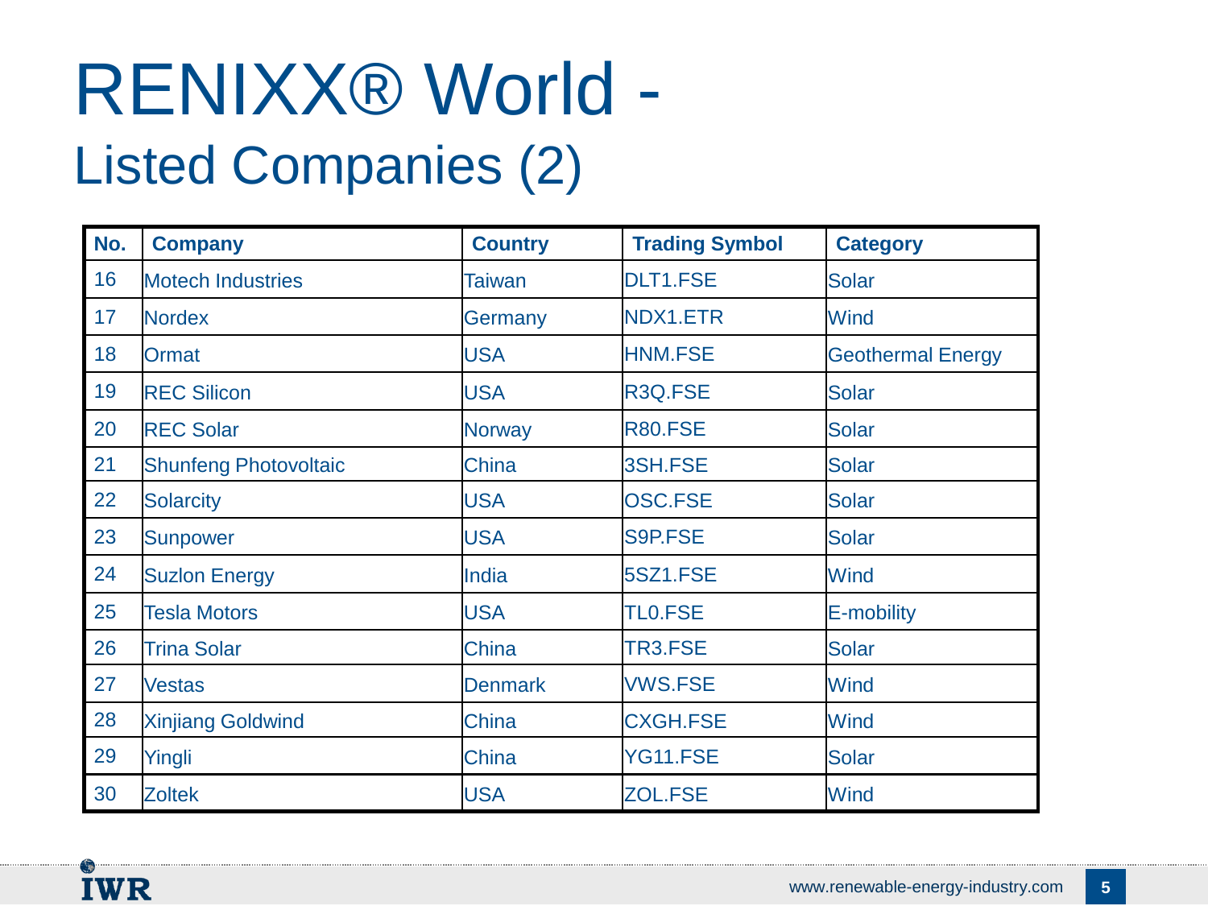# RENIXX® World - Listed Companies (2)

| No. | Company | Country | Trading Symbol | Category |
|---|---|---|---|---|
| 16 | Motech Industries | Taiwan | DLT1.FSE | Solar |
| 17 | Nordex | Germany | NDX1.ETR | Wind |
| 18 | Ormat | USA | HNM.FSE | Geothermal Energy |
| 19 | REC Silicon | USA | R3Q.FSE | Solar |
| 20 | REC Solar | Norway | R80.FSE | Solar |
| 21 | Shunfeng Photovoltaic | China | 3SH.FSE | Solar |
| 22 | Solarcity | USA | OSC.FSE | Solar |
| 23 | Sunpower | USA | S9P.FSE | Solar |
| 24 | Suzlon Energy | India | 5SZ1.FSE | Wind |
| 25 | Tesla Motors | USA | TL0.FSE | E-mobility |
| 26 | Trina Solar | China | TR3.FSE | Solar |
| 27 | Vestas | Denmark | VWS.FSE | Wind |
| 28 | Xinjiang Goldwind | China | CXGH.FSE | Wind |
| 29 | Yingli | China | YG11.FSE | Solar |
| 30 | Zoltek | USA | ZOL.FSE | Wind |

IWR

www.renewable-energy-industry.com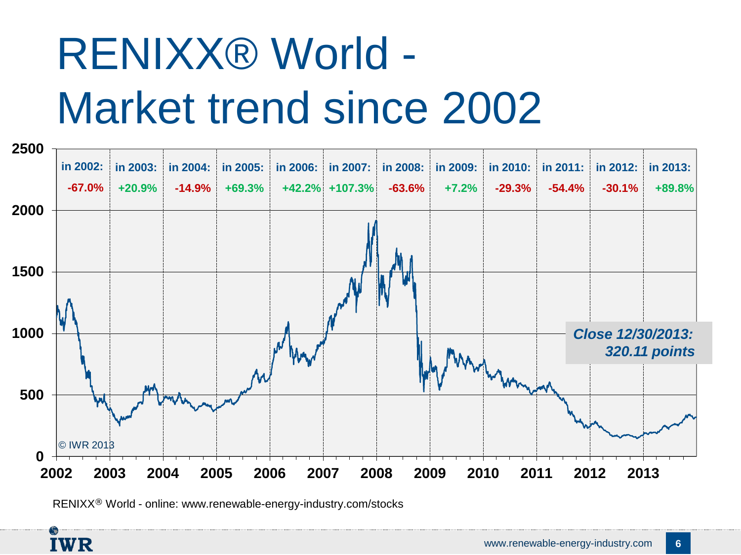# RENIXX® World - Market trend since 2002

| in 2002: | in 2003: | in 2004: | in 2005: | in 2006: | in 2007: | in 2008: | in 2009: | in 2010: | in 2011: | in 2012: | in 2013: |
|---|---|---|---|---|---|---|---|---|---|---|---|
| -67.0% | +20.9% | -14.9% | +69.3% | +42.2% | +107.3% | -63.6% | +7.2% | -29.3% | -54.4% | -30.1% | +89.8% |

***Close 12/30/2013: 320.11 points***

© IWR 2013

RENIXX® World - online: www.renewable-energy-industry.com/stocks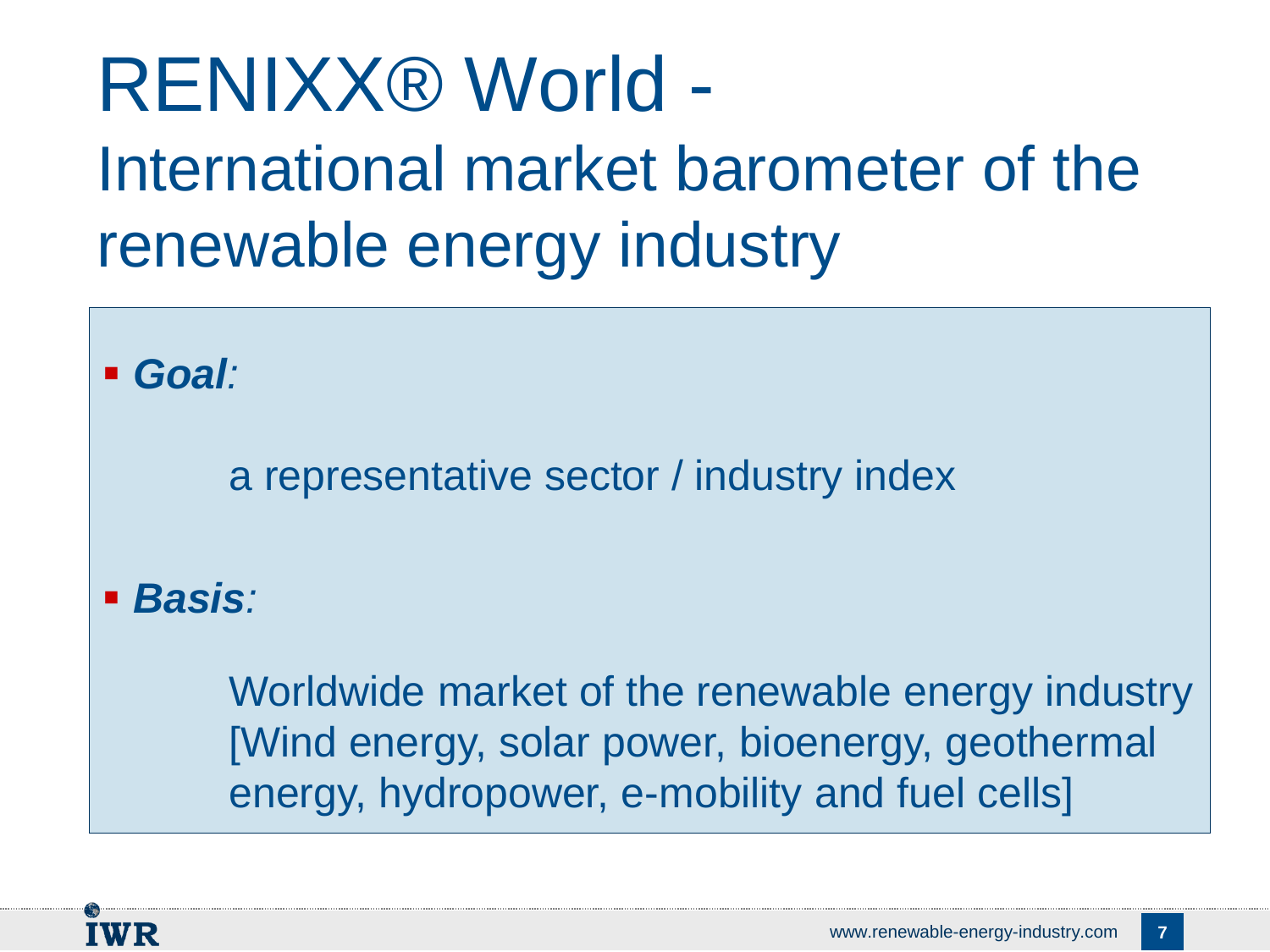# RENIXX® World - International market barometer of the renewable energy industry

- ***Goal**:*

  a representative sector / industry index

- ***Basis**:*

  Worldwide market of the renewable energy industry [Wind energy, solar power, bioenergy, geothermal energy, hydropower, e-mobility and fuel cells]

IWR

www.renewable-energy-industry.com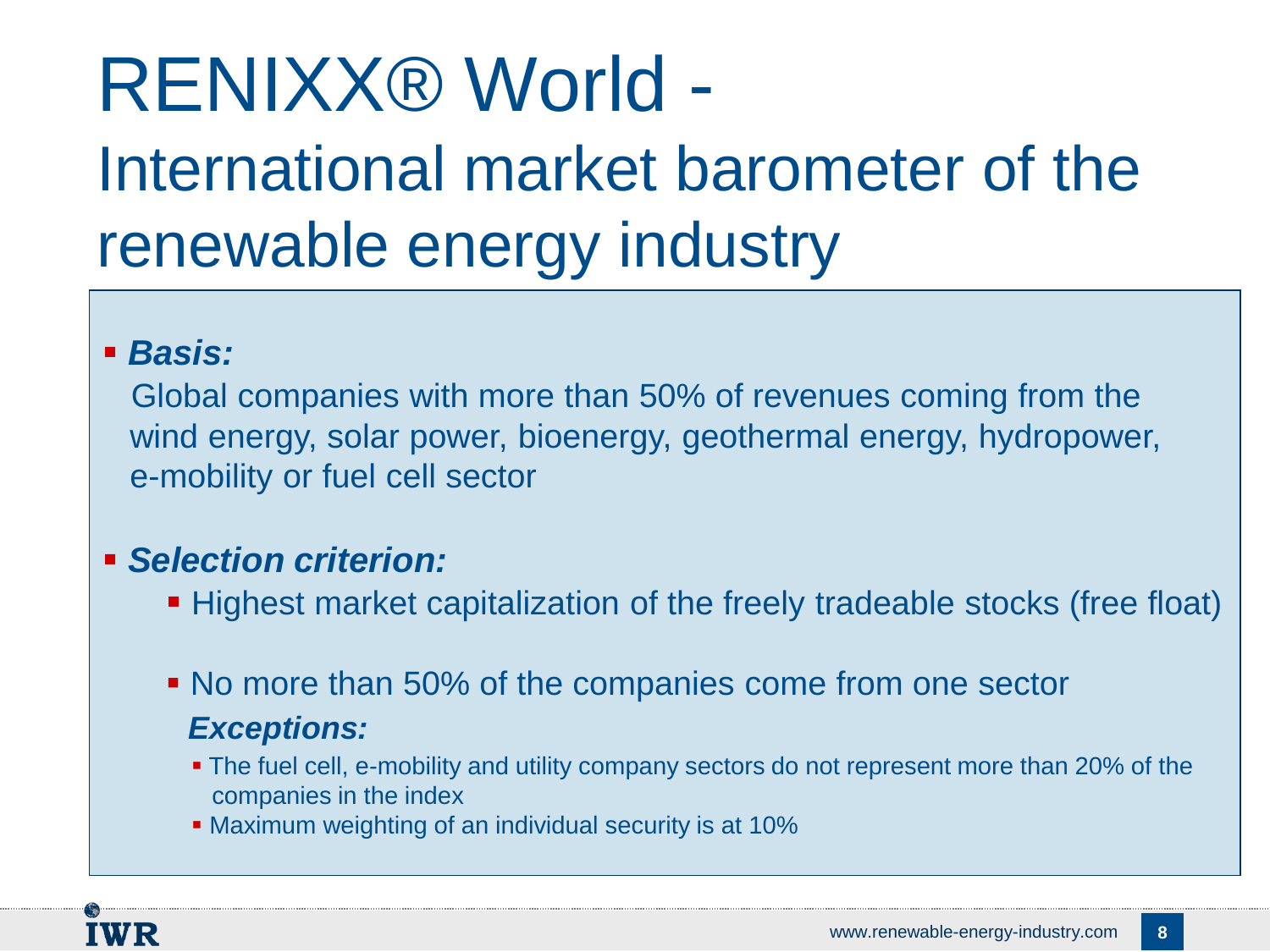# RENIXX® World - International market barometer of the renewable energy industry

- ***Basis:***

  Global companies with more than 50% of revenues coming from the wind energy, solar power, bioenergy, geothermal energy, hydropower, e-mobility or fuel cell sector

- ***Selection criterion:***
  - Highest market capitalization of the freely tradeable stocks (free float)
  - No more than 50% of the companies come from one sector

    ***Exceptions:***
    - The fuel cell, e-mobility and utility company sectors do not represent more than 20% of the companies in the index
    - Maximum weighting of an individual security is at 10%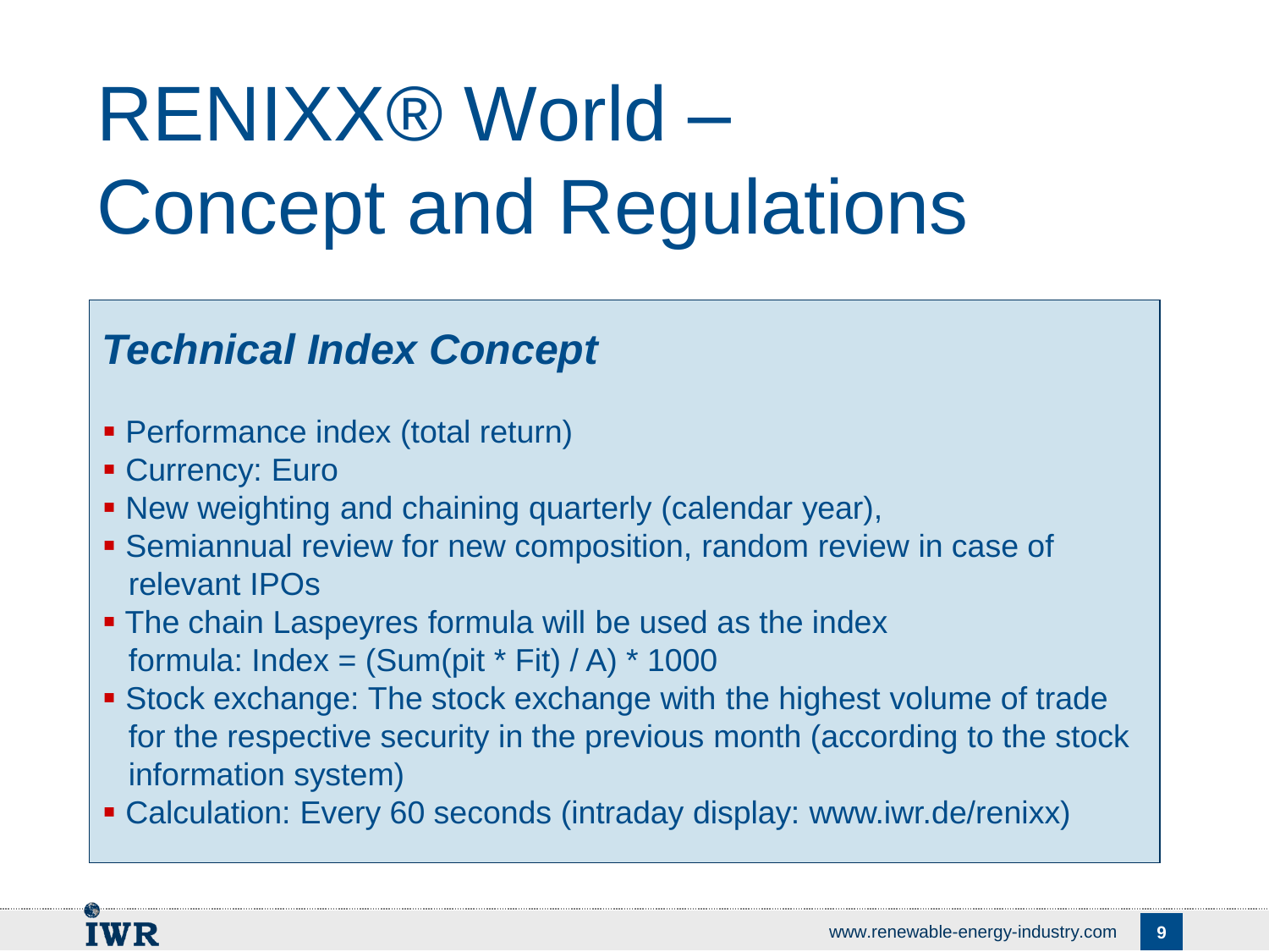# RENIXX® World – Concept and Regulations

## *Technical Index Concept*

- Performance index (total return)
- Currency: Euro
- New weighting and chaining quarterly (calendar year),
- Semiannual review for new composition, random review in case of relevant IPOs
- The chain Laspeyres formula will be used as the index formula: Index = (Sum(pit * Fit) / A) * 1000
- Stock exchange: The stock exchange with the highest volume of trade for the respective security in the previous month (according to the stock information system)
- Calculation: Every 60 seconds (intraday display: www.iwr.de/renixx)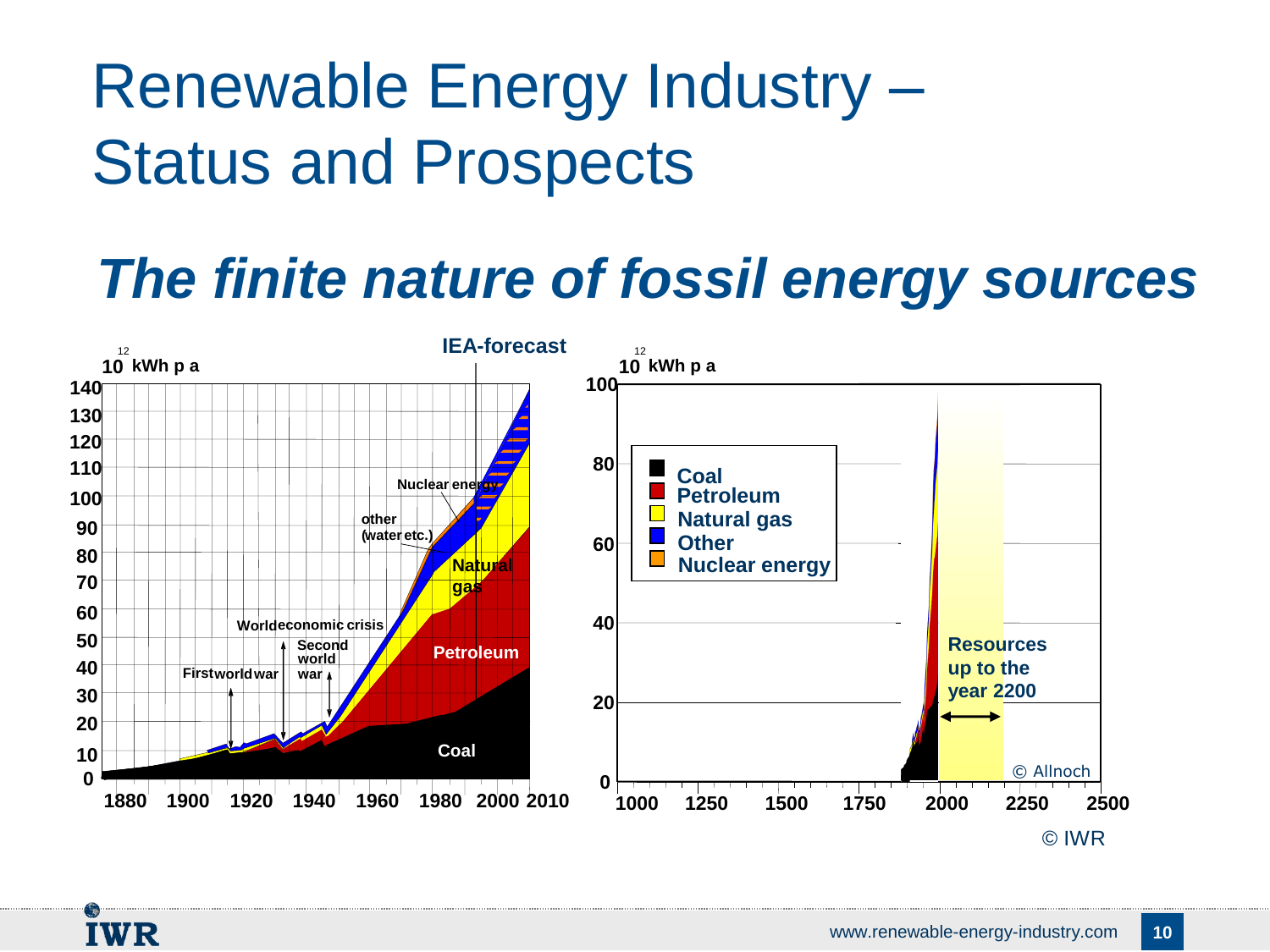# Renewable Energy Industry – Status and Prospects

## *The finite nature of fossil energy sources*

$10^{12}$ kWh p a

IEA-forecast

Nuclear energy

other (water etc.)

Natural gas

Petroleum

Coal

World economic crisis

Second world war

First world war

$10^{12}$ kWh p a

- Coal
- Petroleum
- Natural gas
- Other
- Nuclear energy

Resources up to the year 2200

© Allnoch

© IWR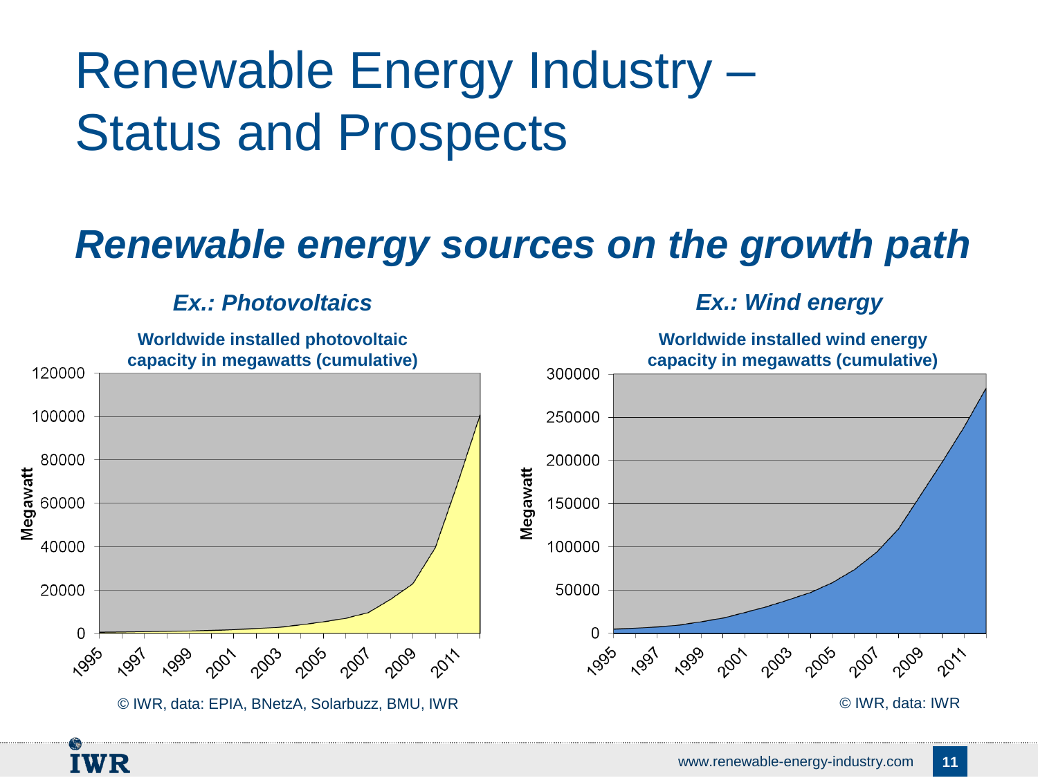# Renewable Energy Industry – Status and Prospects

## *Renewable energy sources on the growth path*

### *Ex.: Photovoltaics*

**Worldwide installed photovoltaic capacity in megawatts (cumulative)**

© IWR, data: EPIA, BNetzA, Solarbuzz, BMU, IWR

### *Ex.: Wind energy*

**Worldwide installed wind energy capacity in megawatts (cumulative)**

© IWR, data: IWR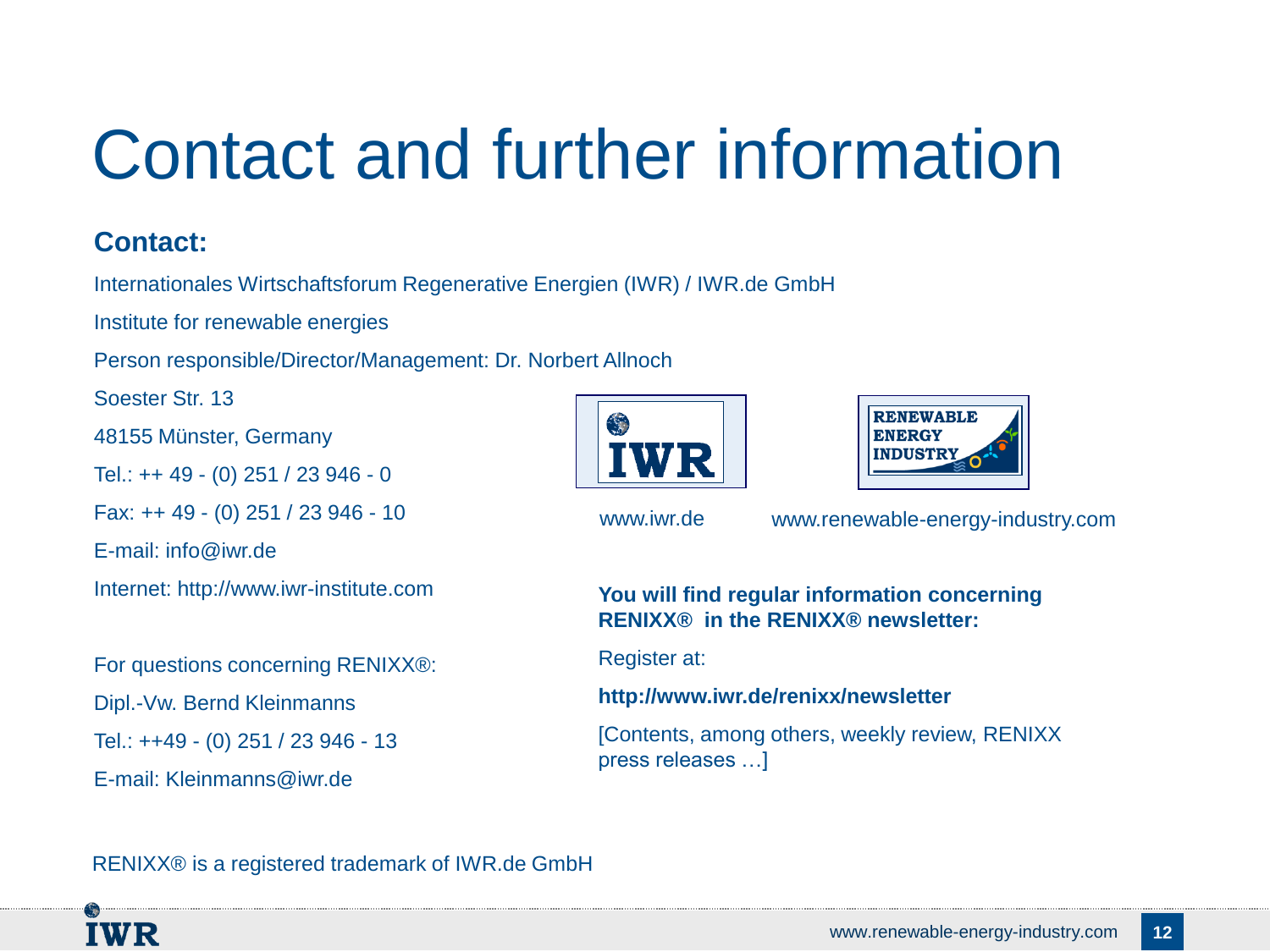# Contact and further information

## Contact:

Internationales Wirtschaftsforum Regenerative Energien (IWR) / IWR.de GmbH

Institute for renewable energies

Person responsible/Director/Management: Dr. Norbert Allnoch

Soester Str. 13

48155 Münster, Germany

Tel.: ++ 49 - (0) 251 / 23 946 - 0

Fax: ++ 49 - (0) 251 / 23 946 - 10

E-mail: info@iwr.de

Internet: http://www.iwr-institute.com

For questions concerning RENIXX®:

Dipl.-Vw. Bernd Kleinmanns

Tel.: ++49 - (0) 251 / 23 946 - 13

E-mail: Kleinmanns@iwr.de

www.iwr.de

www.renewable-energy-industry.com

**You will find regular information concerning RENIXX® in the RENIXX® newsletter:**

Register at:

**http://www.iwr.de/renixx/newsletter**

[Contents, among others, weekly review, RENIXX press releases …]

RENIXX® is a registered trademark of IWR.de GmbH